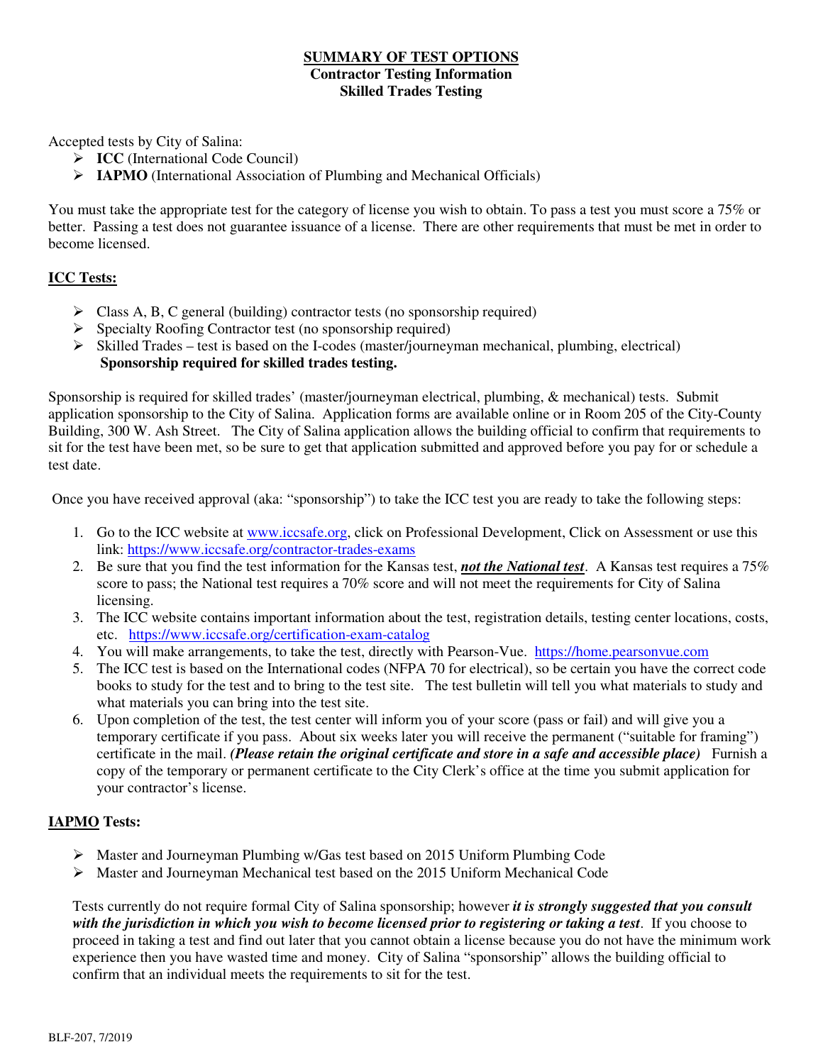# SUMMARY OF TEST OPTIONS

## Contractor Testing Information

## Skilled Trades Testing

Accepted tests by City of Salina:

- **ICC** (International Code Council)
- **IAPMO** (International Association of Plumbing and Mechanical Officials)

You must take the appropriate test for the category of license you wish to obtain. To pass a test you must score a 75% or better. Passing a test does not guarantee issuance of a license. There are other requirements that must be met in order to become licensed.

### ICC Tests:

- Class A, B, C general (building) contractor tests (no sponsorship required)
- Specialty Roofing Contractor test (no sponsorship required)
- Skilled Trades – test is based on the I-codes (master/journeyman mechanical, plumbing, electrical) **Sponsorship required for skilled trades testing.**

Sponsorship is required for skilled trades' (master/journeyman electrical, plumbing, & mechanical) tests. Submit application sponsorship to the City of Salina. Application forms are available online or in Room 205 of the City-County Building, 300 W. Ash Street. The City of Salina application allows the building official to confirm that requirements to sit for the test have been met, so be sure to get that application submitted and approved before you pay for or schedule a test date.

Once you have received approval (aka: "sponsorship") to take the ICC test you are ready to take the following steps:

1. Go to the ICC website at www.iccsafe.org, click on Professional Development, Click on Assessment or use this link: https://www.iccsafe.org/contractor-trades-exams
2. Be sure that you find the test information for the Kansas test, ***not the National test***. A Kansas test requires a 75% score to pass; the National test requires a 70% score and will not meet the requirements for City of Salina licensing.
3. The ICC website contains important information about the test, registration details, testing center locations, costs, etc. https://www.iccsafe.org/certification-exam-catalog
4. You will make arrangements, to take the test, directly with Pearson-Vue. https://home.pearsonvue.com
5. The ICC test is based on the International codes (NFPA 70 for electrical), so be certain you have the correct code books to study for the test and to bring to the test site. The test bulletin will tell you what materials to study and what materials you can bring into the test site.
6. Upon completion of the test, the test center will inform you of your score (pass or fail) and will give you a temporary certificate if you pass. About six weeks later you will receive the permanent ("suitable for framing") certificate in the mail. ***(Please retain the original certificate and store in a safe and accessible place)*** Furnish a copy of the temporary or permanent certificate to the City Clerk's office at the time you submit application for your contractor's license.

### IAPMO Tests:

- Master and Journeyman Plumbing w/Gas test based on 2015 Uniform Plumbing Code
- Master and Journeyman Mechanical test based on the 2015 Uniform Mechanical Code

Tests currently do not require formal City of Salina sponsorship; however ***it is strongly suggested that you consult with the jurisdiction in which you wish to become licensed prior to registering or taking a test***. If you choose to proceed in taking a test and find out later that you cannot obtain a license because you do not have the minimum work experience then you have wasted time and money. City of Salina "sponsorship" allows the building official to confirm that an individual meets the requirements to sit for the test.

BLF-207, 7/2019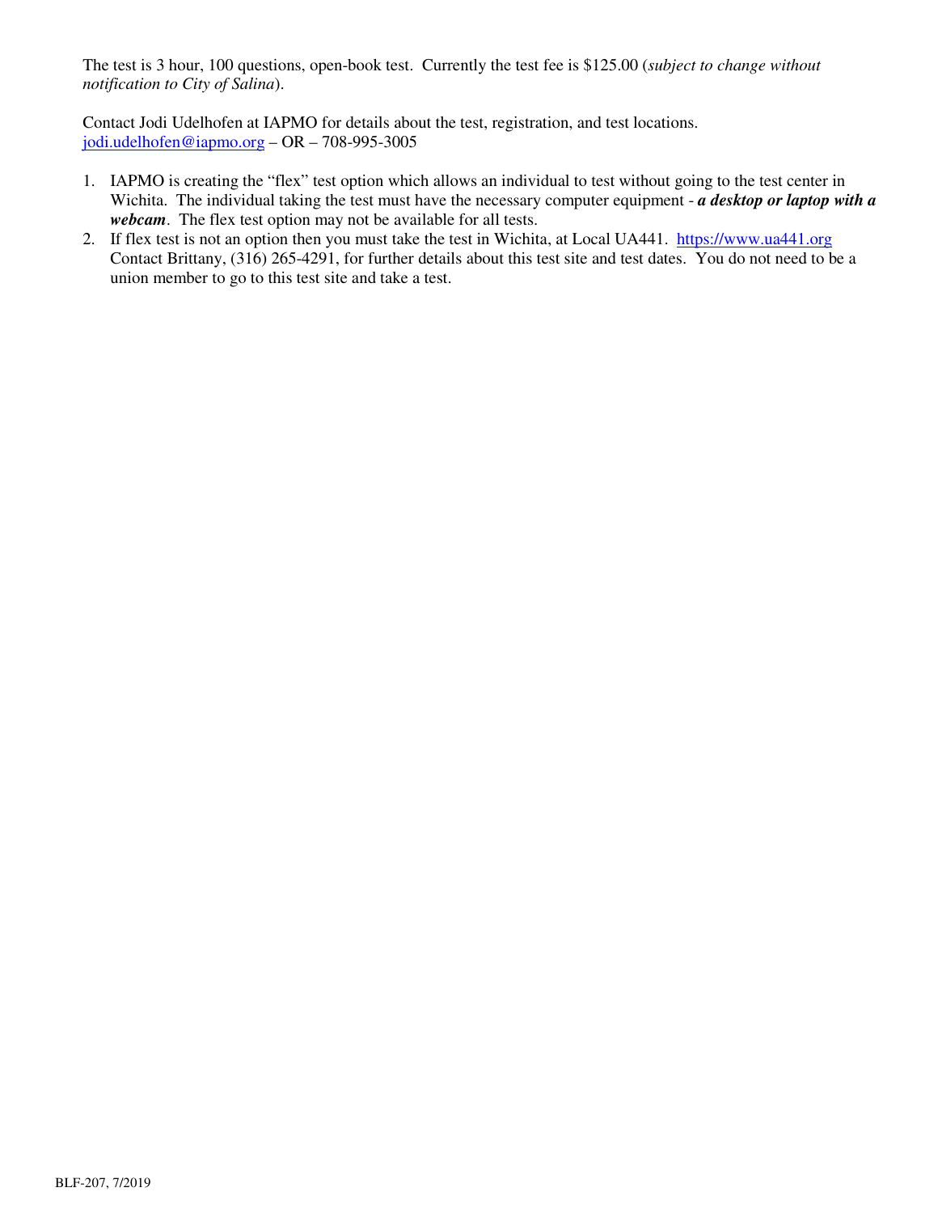The test is 3 hour, 100 questions, open-book test. Currently the test fee is $125.00 (*subject to change without notification to City of Salina*).

Contact Jodi Udelhofen at IAPMO for details about the test, registration, and test locations.
jodi.udelhofen@iapmo.org – OR – 708-995-3005

1. IAPMO is creating the "flex" test option which allows an individual to test without going to the test center in Wichita. The individual taking the test must have the necessary computer equipment - ***a desktop or laptop with a webcam***. The flex test option may not be available for all tests.
2. If flex test is not an option then you must take the test in Wichita, at Local UA441. https://www.ua441.org Contact Brittany, (316) 265-4291, for further details about this test site and test dates. You do not need to be a union member to go to this test site and take a test.

BLF-207, 7/2019